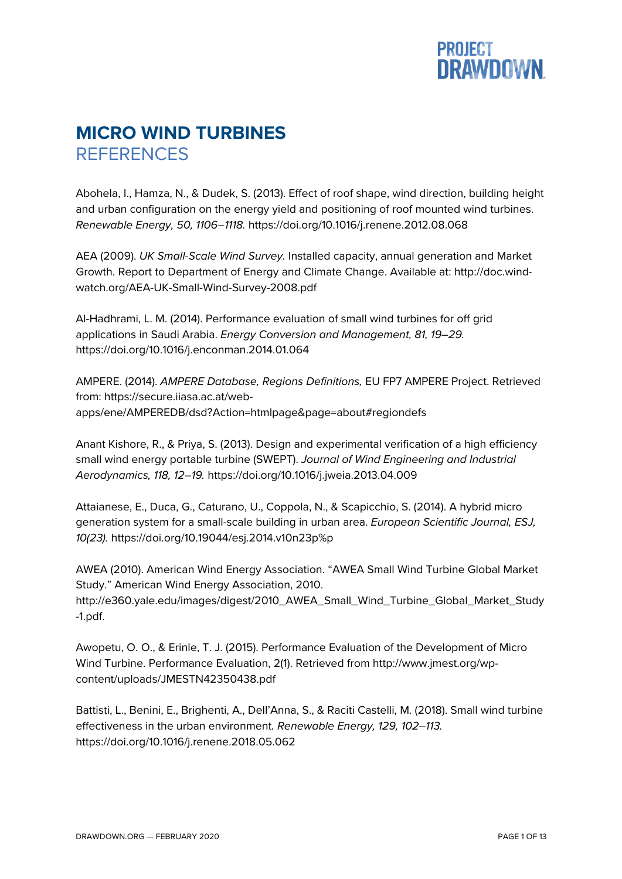# MICRO WIND TURBINES

## REFERENCES

Abohela, I., Hamza, N., & Dudek, S. (2013). Effect of roof shape, wind direction, building height and urban configuration on the energy yield and positioning of roof mounted wind turbines. *Renewable Energy, 50, 1106–1118.* https://doi.org/10.1016/j.renene.2012.08.068

AEA (2009). *UK Small-Scale Wind Survey.* Installed capacity, annual generation and Market Growth. Report to Department of Energy and Climate Change. Available at: http://doc.wind-watch.org/AEA-UK-Small-Wind-Survey-2008.pdf

Al-Hadhrami, L. M. (2014). Performance evaluation of small wind turbines for off grid applications in Saudi Arabia. *Energy Conversion and Management, 81, 19–29.* https://doi.org/10.1016/j.enconman.2014.01.064

AMPERE. (2014). *AMPERE Database, Regions Definitions,* EU FP7 AMPERE Project. Retrieved from: https://secure.iiasa.ac.at/web-apps/ene/AMPEREDB/dsd?Action=htmlpage&page=about#regiondefs

Anant Kishore, R., & Priya, S. (2013). Design and experimental verification of a high efficiency small wind energy portable turbine (SWEPT). *Journal of Wind Engineering and Industrial Aerodynamics, 118, 12–19.* https://doi.org/10.1016/j.jweia.2013.04.009

Attaianese, E., Duca, G., Caturano, U., Coppola, N., & Scapicchio, S. (2014). A hybrid micro generation system for a small-scale building in urban area. *European Scientific Journal, ESJ, 10(23).* https://doi.org/10.19044/esj.2014.v10n23p%p

AWEA (2010). American Wind Energy Association. “AWEA Small Wind Turbine Global Market Study.” American Wind Energy Association, 2010. http://e360.yale.edu/images/digest/2010_AWEA_Small_Wind_Turbine_Global_Market_Study-1.pdf.

Awopetu, O. O., & Erinle, T. J. (2015). Performance Evaluation of the Development of Micro Wind Turbine. Performance Evaluation, 2(1). Retrieved from http://www.jmest.org/wp-content/uploads/JMESTN42350438.pdf

Battisti, L., Benini, E., Brighenti, A., Dell’Anna, S., & Raciti Castelli, M. (2018). Small wind turbine effectiveness in the urban environment. *Renewable Energy, 129, 102–113.* https://doi.org/10.1016/j.renene.2018.05.062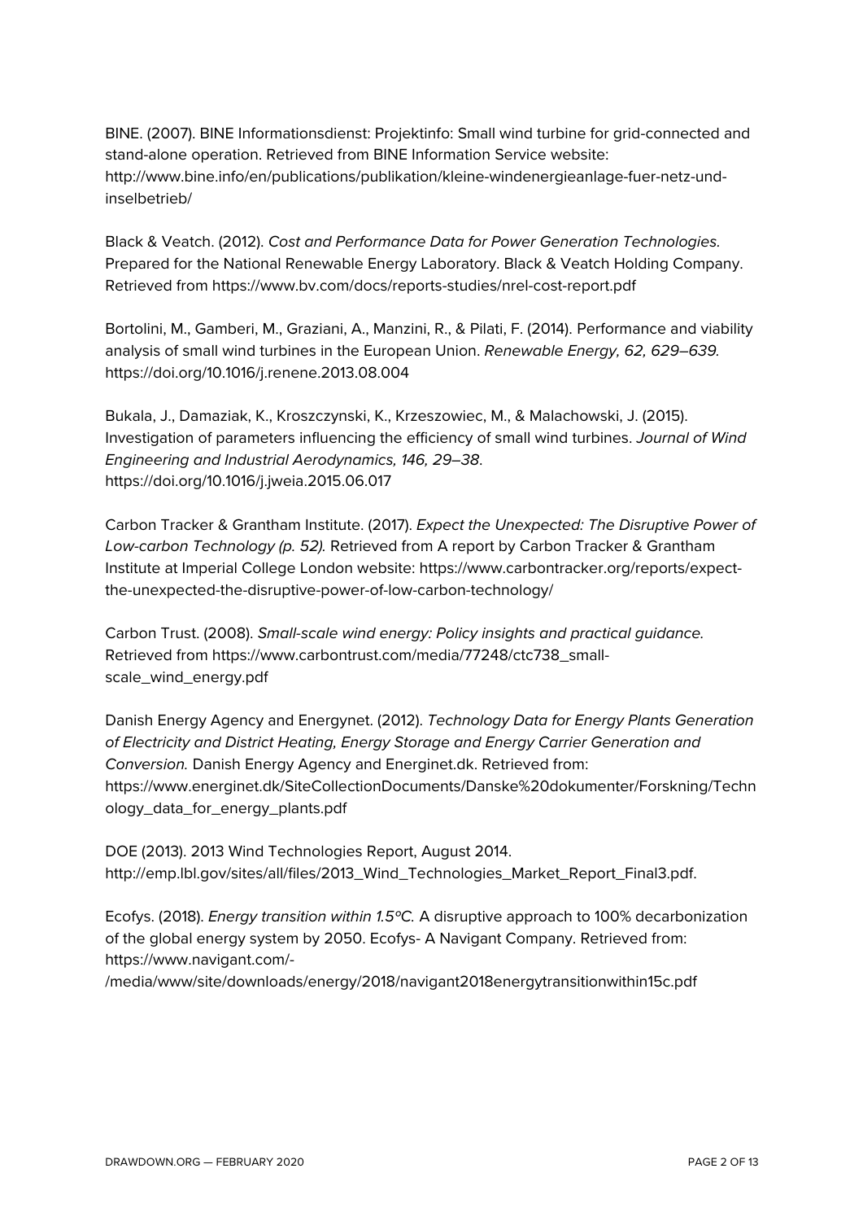BINE. (2007). BINE Informationsdienst: Projektinfo: Small wind turbine for grid-connected and stand-alone operation. Retrieved from BINE Information Service website: http://www.bine.info/en/publications/publikation/kleine-windenergieanlage-fuer-netz-und-inselbetrieb/

Black & Veatch. (2012). *Cost and Performance Data for Power Generation Technologies.* Prepared for the National Renewable Energy Laboratory. Black & Veatch Holding Company. Retrieved from https://www.bv.com/docs/reports-studies/nrel-cost-report.pdf

Bortolini, M., Gamberi, M., Graziani, A., Manzini, R., & Pilati, F. (2014). Performance and viability analysis of small wind turbines in the European Union. *Renewable Energy, 62, 629–639.* https://doi.org/10.1016/j.renene.2013.08.004

Bukala, J., Damaziak, K., Kroszczynski, K., Krzeszowiec, M., & Malachowski, J. (2015). Investigation of parameters influencing the efficiency of small wind turbines. *Journal of Wind Engineering and Industrial Aerodynamics, 146, 29–38.* https://doi.org/10.1016/j.jweia.2015.06.017

Carbon Tracker & Grantham Institute. (2017). *Expect the Unexpected: The Disruptive Power of Low-carbon Technology (p. 52).* Retrieved from A report by Carbon Tracker & Grantham Institute at Imperial College London website: https://www.carbontracker.org/reports/expect-the-unexpected-the-disruptive-power-of-low-carbon-technology/

Carbon Trust. (2008). *Small-scale wind energy: Policy insights and practical guidance.* Retrieved from https://www.carbontrust.com/media/77248/ctc738_small-scale_wind_energy.pdf

Danish Energy Agency and Energynet. (2012). *Technology Data for Energy Plants Generation of Electricity and District Heating, Energy Storage and Energy Carrier Generation and Conversion.* Danish Energy Agency and Energinet.dk. Retrieved from: https://www.energinet.dk/SiteCollectionDocuments/Danske%20dokumenter/Forskning/Technology_data_for_energy_plants.pdf

DOE (2013). 2013 Wind Technologies Report, August 2014. http://emp.lbl.gov/sites/all/files/2013_Wind_Technologies_Market_Report_Final3.pdf.

Ecofys. (2018). *Energy transition within 1.5°C.* A disruptive approach to 100% decarbonization of the global energy system by 2050. Ecofys- A Navigant Company. Retrieved from: https://www.navigant.com/-/media/www/site/downloads/energy/2018/navigant2018energytransitionwithin15c.pdf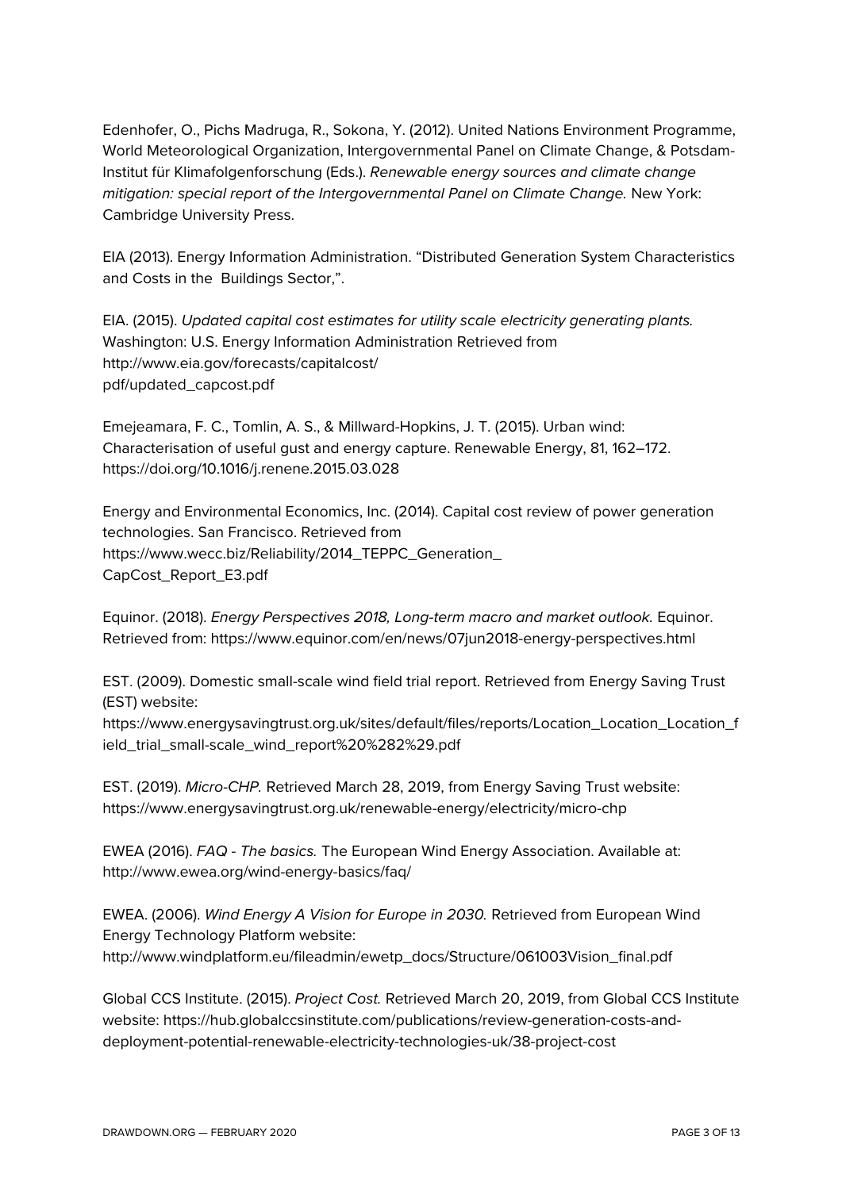Edenhofer, O., Pichs Madruga, R., Sokona, Y. (2012). United Nations Environment Programme, World Meteorological Organization, Intergovernmental Panel on Climate Change, & Potsdam-Institut für Klimafolgenforschung (Eds.). *Renewable energy sources and climate change mitigation: special report of the Intergovernmental Panel on Climate Change.* New York: Cambridge University Press.

EIA (2013). Energy Information Administration. "Distributed Generation System Characteristics and Costs in the Buildings Sector,".

EIA. (2015). *Updated capital cost estimates for utility scale electricity generating plants.* Washington: U.S. Energy Information Administration Retrieved from http://www.eia.gov/forecasts/capitalcost/pdf/updated_capcost.pdf

Emejeamara, F. C., Tomlin, A. S., & Millward-Hopkins, J. T. (2015). Urban wind: Characterisation of useful gust and energy capture. Renewable Energy, 81, 162–172. https://doi.org/10.1016/j.renene.2015.03.028

Energy and Environmental Economics, Inc. (2014). Capital cost review of power generation technologies. San Francisco. Retrieved from https://www.wecc.biz/Reliability/2014_TEPPC_Generation_CapCost_Report_E3.pdf

Equinor. (2018). *Energy Perspectives 2018, Long-term macro and market outlook.* Equinor. Retrieved from: https://www.equinor.com/en/news/07jun2018-energy-perspectives.html

EST. (2009). Domestic small-scale wind field trial report. Retrieved from Energy Saving Trust (EST) website: https://www.energysavingtrust.org.uk/sites/default/files/reports/Location_Location_Location_field_trial_small-scale_wind_report%20%282%29.pdf

EST. (2019). *Micro-CHP.* Retrieved March 28, 2019, from Energy Saving Trust website: https://www.energysavingtrust.org.uk/renewable-energy/electricity/micro-chp

EWEA (2016). *FAQ - The basics.* The European Wind Energy Association. Available at: http://www.ewea.org/wind-energy-basics/faq/

EWEA. (2006). *Wind Energy A Vision for Europe in 2030.* Retrieved from European Wind Energy Technology Platform website: http://www.windplatform.eu/fileadmin/ewetp_docs/Structure/061003Vision_final.pdf

Global CCS Institute. (2015). *Project Cost.* Retrieved March 20, 2019, from Global CCS Institute website: https://hub.globalccsinstitute.com/publications/review-generation-costs-and-deployment-potential-renewable-electricity-technologies-uk/38-project-cost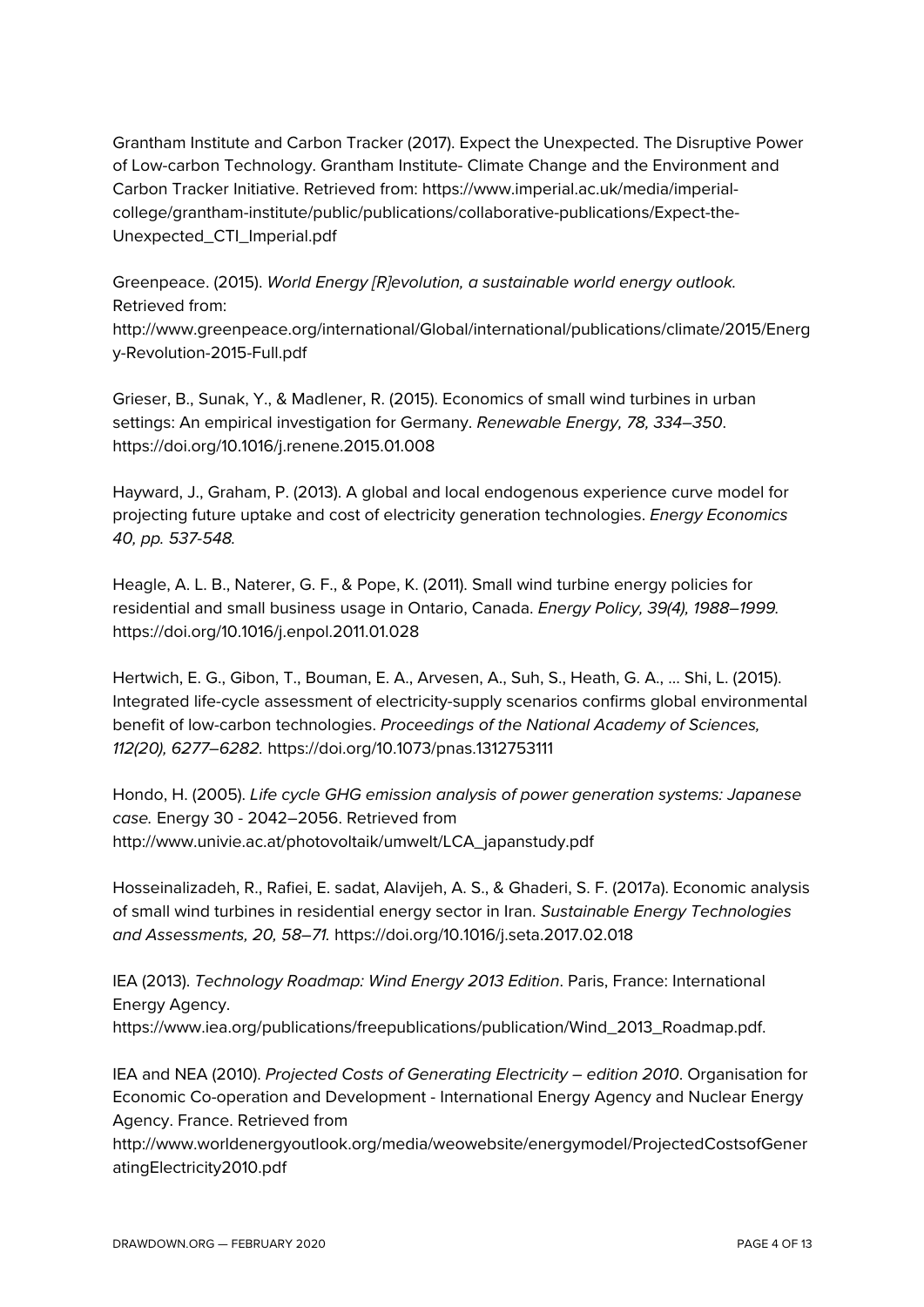Grantham Institute and Carbon Tracker (2017). Expect the Unexpected. The Disruptive Power of Low-carbon Technology. Grantham Institute- Climate Change and the Environment and Carbon Tracker Initiative. Retrieved from: https://www.imperial.ac.uk/media/imperial-college/grantham-institute/public/publications/collaborative-publications/Expect-the-Unexpected_CTI_Imperial.pdf

Greenpeace. (2015). *World Energy [R]evolution, a sustainable world energy outlook.* Retrieved from: http://www.greenpeace.org/international/Global/international/publications/climate/2015/Energy-Revolution-2015-Full.pdf

Grieser, B., Sunak, Y., & Madlener, R. (2015). Economics of small wind turbines in urban settings: An empirical investigation for Germany. *Renewable Energy, 78, 334–350*. https://doi.org/10.1016/j.renene.2015.01.008

Hayward, J., Graham, P. (2013). A global and local endogenous experience curve model for projecting future uptake and cost of electricity generation technologies. *Energy Economics 40, pp. 537-548.*

Heagle, A. L. B., Naterer, G. F., & Pope, K. (2011). Small wind turbine energy policies for residential and small business usage in Ontario, Canada. *Energy Policy, 39(4), 1988–1999.* https://doi.org/10.1016/j.enpol.2011.01.028

Hertwich, E. G., Gibon, T., Bouman, E. A., Arvesen, A., Suh, S., Heath, G. A., ... Shi, L. (2015). Integrated life-cycle assessment of electricity-supply scenarios confirms global environmental benefit of low-carbon technologies. *Proceedings of the National Academy of Sciences, 112(20), 6277–6282.* https://doi.org/10.1073/pnas.1312753111

Hondo, H. (2005). *Life cycle GHG emission analysis of power generation systems: Japanese case.* Energy 30 - 2042–2056. Retrieved from http://www.univie.ac.at/photovoltaik/umwelt/LCA_japanstudy.pdf

Hosseinalizadeh, R., Rafiei, E. sadat, Alavijeh, A. S., & Ghaderi, S. F. (2017a). Economic analysis of small wind turbines in residential energy sector in Iran. *Sustainable Energy Technologies and Assessments, 20, 58–71.* https://doi.org/10.1016/j.seta.2017.02.018

IEA (2013). *Technology Roadmap: Wind Energy 2013 Edition*. Paris, France: International Energy Agency. https://www.iea.org/publications/freepublications/publication/Wind_2013_Roadmap.pdf.

IEA and NEA (2010). *Projected Costs of Generating Electricity – edition 2010*. Organisation for Economic Co-operation and Development - International Energy Agency and Nuclear Energy Agency. France. Retrieved from http://www.worldenergyoutlook.org/media/weowebsite/energymodel/ProjectedCostsofGeneratingElectricity2010.pdf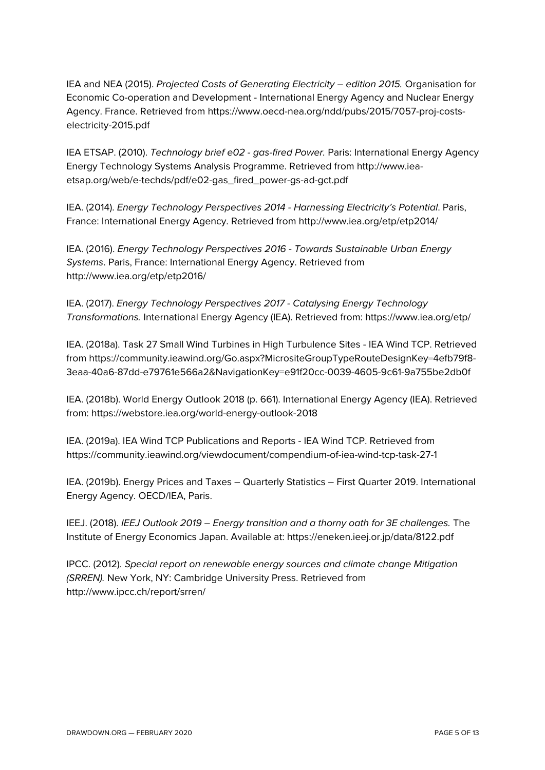IEA and NEA (2015). *Projected Costs of Generating Electricity – edition 2015.* Organisation for Economic Co-operation and Development - International Energy Agency and Nuclear Energy Agency. France. Retrieved from https://www.oecd-nea.org/ndd/pubs/2015/7057-proj-costs-electricity-2015.pdf

IEA ETSAP. (2010). *Technology brief e02 - gas-fired Power.* Paris: International Energy Agency Energy Technology Systems Analysis Programme. Retrieved from http://www.iea-etsap.org/web/e-techds/pdf/e02-gas_fired_power-gs-ad-gct.pdf

IEA. (2014). *Energy Technology Perspectives 2014 - Harnessing Electricity's Potential*. Paris, France: International Energy Agency. Retrieved from http://www.iea.org/etp/etp2014/

IEA. (2016). *Energy Technology Perspectives 2016 - Towards Sustainable Urban Energy Systems*. Paris, France: International Energy Agency. Retrieved from http://www.iea.org/etp/etp2016/

IEA. (2017). *Energy Technology Perspectives 2017 - Catalysing Energy Technology Transformations.* International Energy Agency (IEA). Retrieved from: https://www.iea.org/etp/

IEA. (2018a). Task 27 Small Wind Turbines in High Turbulence Sites - IEA Wind TCP. Retrieved from https://community.ieawind.org/Go.aspx?MicrositeGroupTypeRouteDesignKey=4efb79f8-3eaa-40a6-87dd-e79761e566a2&NavigationKey=e91f20cc-0039-4605-9c61-9a755be2db0f

IEA. (2018b). World Energy Outlook 2018 (p. 661). International Energy Agency (IEA). Retrieved from: https://webstore.iea.org/world-energy-outlook-2018

IEA. (2019a). IEA Wind TCP Publications and Reports - IEA Wind TCP. Retrieved from https://community.ieawind.org/viewdocument/compendium-of-iea-wind-tcp-task-27-1

IEA. (2019b). Energy Prices and Taxes – Quarterly Statistics – First Quarter 2019. International Energy Agency. OECD/IEA, Paris.

IEEJ. (2018). *IEEJ Outlook 2019 – Energy transition and a thorny oath for 3E challenges.* The Institute of Energy Economics Japan. Available at: https://eneken.ieej.or.jp/data/8122.pdf

IPCC. (2012). *Special report on renewable energy sources and climate change Mitigation (SRREN).* New York, NY: Cambridge University Press. Retrieved from http://www.ipcc.ch/report/srren/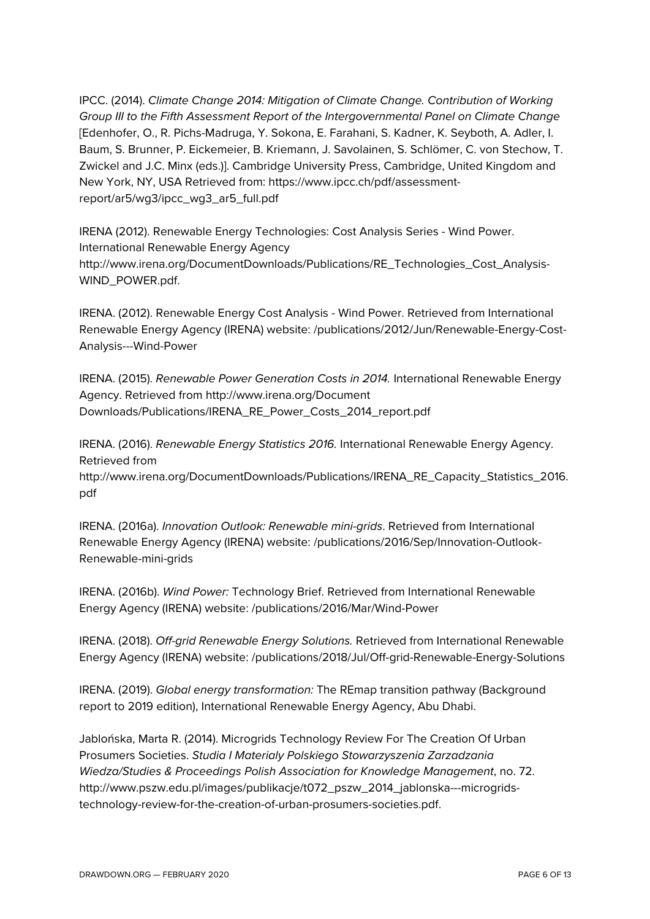IPCC. (2014). *Climate Change 2014: Mitigation of Climate Change. Contribution of Working Group III to the Fifth Assessment Report of the Intergovernmental Panel on Climate Change* [Edenhofer, O., R. Pichs-Madruga, Y. Sokona, E. Farahani, S. Kadner, K. Seyboth, A. Adler, I. Baum, S. Brunner, P. Eickemeier, B. Kriemann, J. Savolainen, S. Schlömer, C. von Stechow, T. Zwickel and J.C. Minx (eds.)]. Cambridge University Press, Cambridge, United Kingdom and New York, NY, USA Retrieved from: https://www.ipcc.ch/pdf/assessment-report/ar5/wg3/ipcc_wg3_ar5_full.pdf

IRENA (2012). Renewable Energy Technologies: Cost Analysis Series - Wind Power. International Renewable Energy Agency http://www.irena.org/DocumentDownloads/Publications/RE_Technologies_Cost_Analysis-WIND_POWER.pdf.

IRENA. (2012). Renewable Energy Cost Analysis - Wind Power. Retrieved from International Renewable Energy Agency (IRENA) website: /publications/2012/Jun/Renewable-Energy-Cost-Analysis---Wind-Power

IRENA. (2015). *Renewable Power Generation Costs in 2014.* International Renewable Energy Agency. Retrieved from http://www.irena.org/Document Downloads/Publications/IRENA_RE_Power_Costs_2014_report.pdf

IRENA. (2016). *Renewable Energy Statistics 2016.* International Renewable Energy Agency. Retrieved from http://www.irena.org/DocumentDownloads/Publications/IRENA_RE_Capacity_Statistics_2016.pdf

IRENA. (2016a). *Innovation Outlook: Renewable mini-grids*. Retrieved from International Renewable Energy Agency (IRENA) website: /publications/2016/Sep/Innovation-Outlook-Renewable-mini-grids

IRENA. (2016b). *Wind Power:* Technology Brief. Retrieved from International Renewable Energy Agency (IRENA) website: /publications/2016/Mar/Wind-Power

IRENA. (2018). *Off-grid Renewable Energy Solutions.* Retrieved from International Renewable Energy Agency (IRENA) website: /publications/2018/Jul/Off-grid-Renewable-Energy-Solutions

IRENA. (2019). *Global energy transformation:* The REmap transition pathway (Background report to 2019 edition), International Renewable Energy Agency, Abu Dhabi.

Jablońska, Marta R. (2014). Microgrids Technology Review For The Creation Of Urban Prosumers Societies. *Studia I Materialy Polskiego Stowarzyszenia Zarzadzania Wiedza/Studies & Proceedings Polish Association for Knowledge Management*, no. 72. http://www.pszw.edu.pl/images/publikacje/t072_pszw_2014_jablonska---microgrids-technology-review-for-the-creation-of-urban-prosumers-societies.pdf.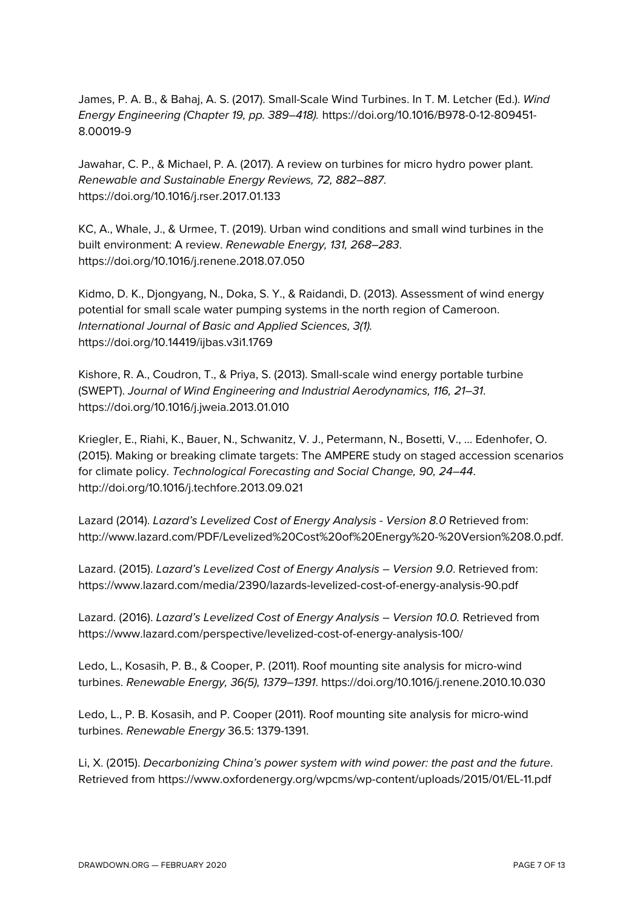James, P. A. B., & Bahaj, A. S. (2017). Small-Scale Wind Turbines. In T. M. Letcher (Ed.). *Wind Energy Engineering (Chapter 19, pp. 389–418).* https://doi.org/10.1016/B978-0-12-809451-8.00019-9

Jawahar, C. P., & Michael, P. A. (2017). A review on turbines for micro hydro power plant. *Renewable and Sustainable Energy Reviews, 72, 882–887*. https://doi.org/10.1016/j.rser.2017.01.133

KC, A., Whale, J., & Urmee, T. (2019). Urban wind conditions and small wind turbines in the built environment: A review. *Renewable Energy, 131, 268–283*. https://doi.org/10.1016/j.renene.2018.07.050

Kidmo, D. K., Djongyang, N., Doka, S. Y., & Raidandi, D. (2013). Assessment of wind energy potential for small scale water pumping systems in the north region of Cameroon. *International Journal of Basic and Applied Sciences, 3(1).* https://doi.org/10.14419/ijbas.v3i1.1769

Kishore, R. A., Coudron, T., & Priya, S. (2013). Small-scale wind energy portable turbine (SWEPT). *Journal of Wind Engineering and Industrial Aerodynamics, 116, 21–31*. https://doi.org/10.1016/j.jweia.2013.01.010

Kriegler, E., Riahi, K., Bauer, N., Schwanitz, V. J., Petermann, N., Bosetti, V., ... Edenhofer, O. (2015). Making or breaking climate targets: The AMPERE study on staged accession scenarios for climate policy. *Technological Forecasting and Social Change, 90, 24–44*. http://doi.org/10.1016/j.techfore.2013.09.021

Lazard (2014). *Lazard's Levelized Cost of Energy Analysis - Version 8.0* Retrieved from: http://www.lazard.com/PDF/Levelized%20Cost%20of%20Energy%20-%20Version%208.0.pdf.

Lazard. (2015). *Lazard's Levelized Cost of Energy Analysis – Version 9.0*. Retrieved from: https://www.lazard.com/media/2390/lazards-levelized-cost-of-energy-analysis-90.pdf

Lazard. (2016). *Lazard's Levelized Cost of Energy Analysis – Version 10.0.* Retrieved from https://www.lazard.com/perspective/levelized-cost-of-energy-analysis-100/

Ledo, L., Kosasih, P. B., & Cooper, P. (2011). Roof mounting site analysis for micro-wind turbines. *Renewable Energy, 36(5), 1379–1391*. https://doi.org/10.1016/j.renene.2010.10.030

Ledo, L., P. B. Kosasih, and P. Cooper (2011). Roof mounting site analysis for micro-wind turbines. *Renewable Energy* 36.5: 1379-1391.

Li, X. (2015). *Decarbonizing China's power system with wind power: the past and the future*. Retrieved from https://www.oxfordenergy.org/wpcms/wp-content/uploads/2015/01/EL-11.pdf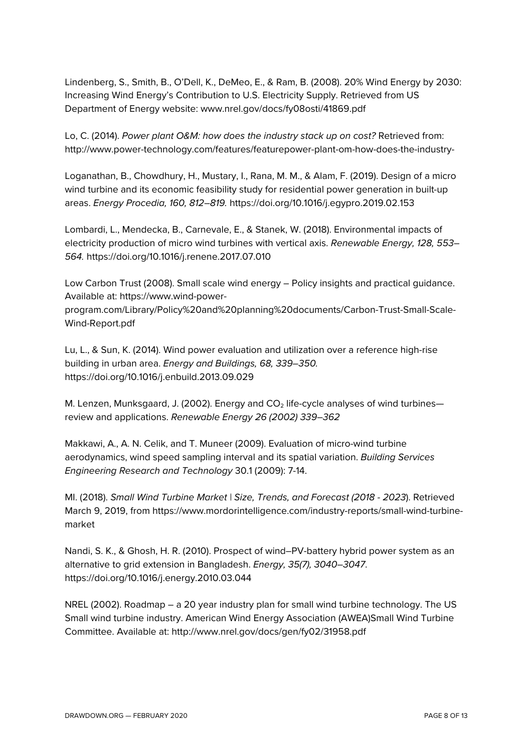Lindenberg, S., Smith, B., O'Dell, K., DeMeo, E., & Ram, B. (2008). 20% Wind Energy by 2030: Increasing Wind Energy's Contribution to U.S. Electricity Supply. Retrieved from US Department of Energy website: www.nrel.gov/docs/fy08osti/41869.pdf

Lo, C. (2014). *Power plant O&M: how does the industry stack up on cost?* Retrieved from: http://www.power-technology.com/features/featurepower-plant-om-how-does-the-industry-

Loganathan, B., Chowdhury, H., Mustary, I., Rana, M. M., & Alam, F. (2019). Design of a micro wind turbine and its economic feasibility study for residential power generation in built-up areas. *Energy Procedia, 160, 812–819.* https://doi.org/10.1016/j.egypro.2019.02.153

Lombardi, L., Mendecka, B., Carnevale, E., & Stanek, W. (2018). Environmental impacts of electricity production of micro wind turbines with vertical axis. *Renewable Energy, 128, 553–564.* https://doi.org/10.1016/j.renene.2017.07.010

Low Carbon Trust (2008). Small scale wind energy – Policy insights and practical guidance. Available at: https://www.wind-power-program.com/Library/Policy%20and%20planning%20documents/Carbon-Trust-Small-Scale-Wind-Report.pdf

Lu, L., & Sun, K. (2014). Wind power evaluation and utilization over a reference high-rise building in urban area. *Energy and Buildings, 68, 339–350.* https://doi.org/10.1016/j.enbuild.2013.09.029

M. Lenzen, Munksgaard, J. (2002). Energy and $CO_2$ life-cycle analyses of wind turbines—review and applications. *Renewable Energy 26 (2002) 339–362*

Makkawi, A., A. N. Celik, and T. Muneer (2009). Evaluation of micro-wind turbine aerodynamics, wind speed sampling interval and its spatial variation. *Building Services Engineering Research and Technology* 30.1 (2009): 7-14.

MI. (2018). *Small Wind Turbine Market | Size, Trends, and Forecast (2018 - 2023*). Retrieved March 9, 2019, from https://www.mordorintelligence.com/industry-reports/small-wind-turbine-market

Nandi, S. K., & Ghosh, H. R. (2010). Prospect of wind–PV-battery hybrid power system as an alternative to grid extension in Bangladesh. *Energy, 35(7), 3040–3047.* https://doi.org/10.1016/j.energy.2010.03.044

NREL (2002). Roadmap – a 20 year industry plan for small wind turbine technology. The US Small wind turbine industry. American Wind Energy Association (AWEA)Small Wind Turbine Committee. Available at: http://www.nrel.gov/docs/gen/fy02/31958.pdf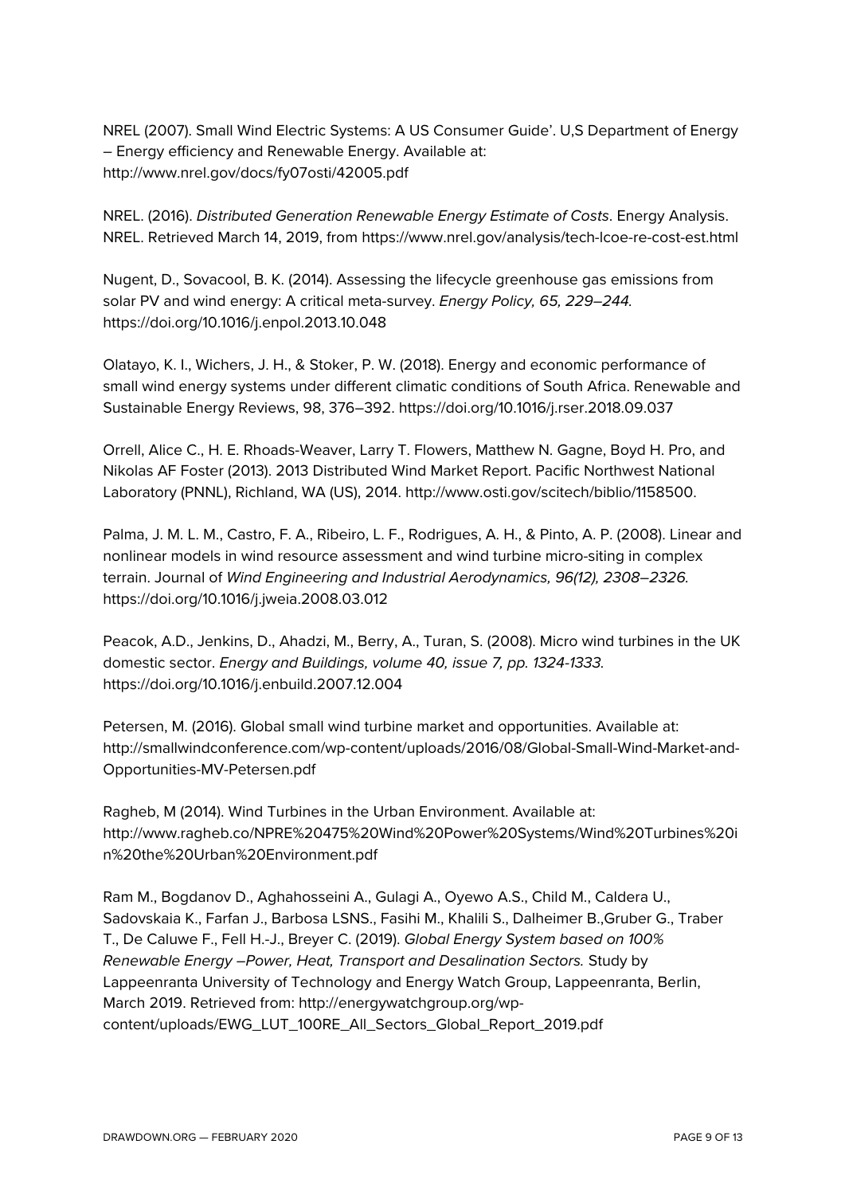NREL (2007). Small Wind Electric Systems: A US Consumer Guide'. U,S Department of Energy – Energy efficiency and Renewable Energy. Available at: http://www.nrel.gov/docs/fy07osti/42005.pdf

NREL. (2016). *Distributed Generation Renewable Energy Estimate of Costs*. Energy Analysis. NREL. Retrieved March 14, 2019, from https://www.nrel.gov/analysis/tech-lcoe-re-cost-est.html

Nugent, D., Sovacool, B. K. (2014). Assessing the lifecycle greenhouse gas emissions from solar PV and wind energy: A critical meta-survey. *Energy Policy, 65, 229–244*. https://doi.org/10.1016/j.enpol.2013.10.048

Olatayo, K. I., Wichers, J. H., & Stoker, P. W. (2018). Energy and economic performance of small wind energy systems under different climatic conditions of South Africa. Renewable and Sustainable Energy Reviews, 98, 376–392. https://doi.org/10.1016/j.rser.2018.09.037

Orrell, Alice C., H. E. Rhoads-Weaver, Larry T. Flowers, Matthew N. Gagne, Boyd H. Pro, and Nikolas AF Foster (2013). 2013 Distributed Wind Market Report. Pacific Northwest National Laboratory (PNNL), Richland, WA (US), 2014. http://www.osti.gov/scitech/biblio/1158500.

Palma, J. M. L. M., Castro, F. A., Ribeiro, L. F., Rodrigues, A. H., & Pinto, A. P. (2008). Linear and nonlinear models in wind resource assessment and wind turbine micro-siting in complex terrain. Journal of *Wind Engineering and Industrial Aerodynamics, 96(12), 2308–2326.* https://doi.org/10.1016/j.jweia.2008.03.012

Peacok, A.D., Jenkins, D., Ahadzi, M., Berry, A., Turan, S. (2008). Micro wind turbines in the UK domestic sector. *Energy and Buildings, volume 40, issue 7, pp. 1324-1333.* https://doi.org/10.1016/j.enbuild.2007.12.004

Petersen, M. (2016). Global small wind turbine market and opportunities. Available at: http://smallwindconference.com/wp-content/uploads/2016/08/Global-Small-Wind-Market-and-Opportunities-MV-Petersen.pdf

Ragheb, M (2014). Wind Turbines in the Urban Environment. Available at: http://www.ragheb.co/NPRE%20475%20Wind%20Power%20Systems/Wind%20Turbines%20in%20the%20Urban%20Environment.pdf

Ram M., Bogdanov D., Aghahosseini A., Gulagi A., Oyewo A.S., Child M., Caldera U., Sadovskaia K., Farfan J., Barbosa LSNS., Fasihi M., Khalili S., Dalheimer B.,Gruber G., Traber T., De Caluwe F., Fell H.-J., Breyer C. (2019). *Global Energy System based on 100% Renewable Energy –Power, Heat, Transport and Desalination Sectors.* Study by Lappeenranta University of Technology and Energy Watch Group, Lappeenranta, Berlin, March 2019. Retrieved from: http://energywatchgroup.org/wp-content/uploads/EWG_LUT_100RE_All_Sectors_Global_Report_2019.pdf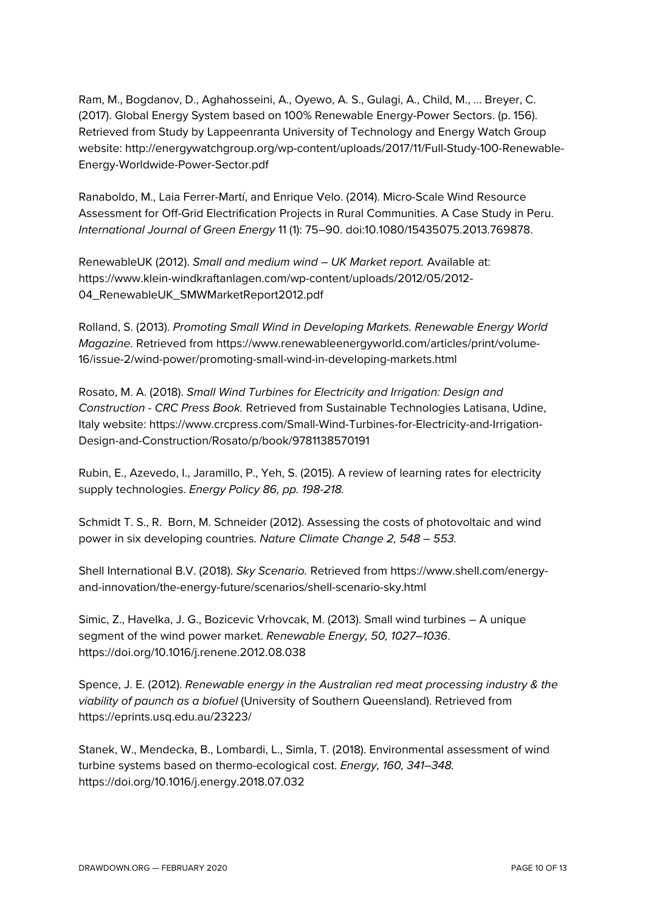Ram, M., Bogdanov, D., Aghahosseini, A., Oyewo, A. S., Gulagi, A., Child, M., … Breyer, C. (2017). Global Energy System based on 100% Renewable Energy-Power Sectors. (p. 156). Retrieved from Study by Lappeenranta University of Technology and Energy Watch Group website: http://energywatchgroup.org/wp-content/uploads/2017/11/Full-Study-100-Renewable-Energy-Worldwide-Power-Sector.pdf

Ranaboldo, M., Laia Ferrer-Martí, and Enrique Velo. (2014). Micro-Scale Wind Resource Assessment for Off-Grid Electrification Projects in Rural Communities. A Case Study in Peru. *International Journal of Green Energy* 11 (1): 75–90. doi:10.1080/15435075.2013.769878.

RenewableUK (2012). *Small and medium wind – UK Market report.* Available at: https://www.klein-windkraftanlagen.com/wp-content/uploads/2012/05/2012-04_RenewableUK_SMWMarketReport2012.pdf

Rolland, S. (2013). *Promoting Small Wind in Developing Markets. Renewable Energy World Magazine*. Retrieved from https://www.renewableenergyworld.com/articles/print/volume-16/issue-2/wind-power/promoting-small-wind-in-developing-markets.html

Rosato, M. A. (2018). *Small Wind Turbines for Electricity and Irrigation: Design and Construction - CRC Press Book.* Retrieved from Sustainable Technologies Latisana, Udine, Italy website: https://www.crcpress.com/Small-Wind-Turbines-for-Electricity-and-Irrigation-Design-and-Construction/Rosato/p/book/9781138570191

Rubin, E., Azevedo, I., Jaramillo, P., Yeh, S. (2015). A review of learning rates for electricity supply technologies. *Energy Policy 86, pp. 198-218.*

Schmidt T. S., R. Born, M. Schneider (2012). Assessing the costs of photovoltaic and wind power in six developing countries. *Nature Climate Change 2, 548 – 553.*

Shell International B.V. (2018). *Sky Scenario.* Retrieved from https://www.shell.com/energy-and-innovation/the-energy-future/scenarios/shell-scenario-sky.html

Simic, Z., Havelka, J. G., Bozicevic Vrhovcak, M. (2013). Small wind turbines – A unique segment of the wind power market. *Renewable Energy, 50, 1027–1036*. https://doi.org/10.1016/j.renene.2012.08.038

Spence, J. E. (2012). *Renewable energy in the Australian red meat processing industry & the viability of paunch as a biofuel* (University of Southern Queensland). Retrieved from https://eprints.usq.edu.au/23223/

Stanek, W., Mendecka, B., Lombardi, L., Simla, T. (2018). Environmental assessment of wind turbine systems based on thermo-ecological cost. *Energy, 160, 341–348.* https://doi.org/10.1016/j.energy.2018.07.032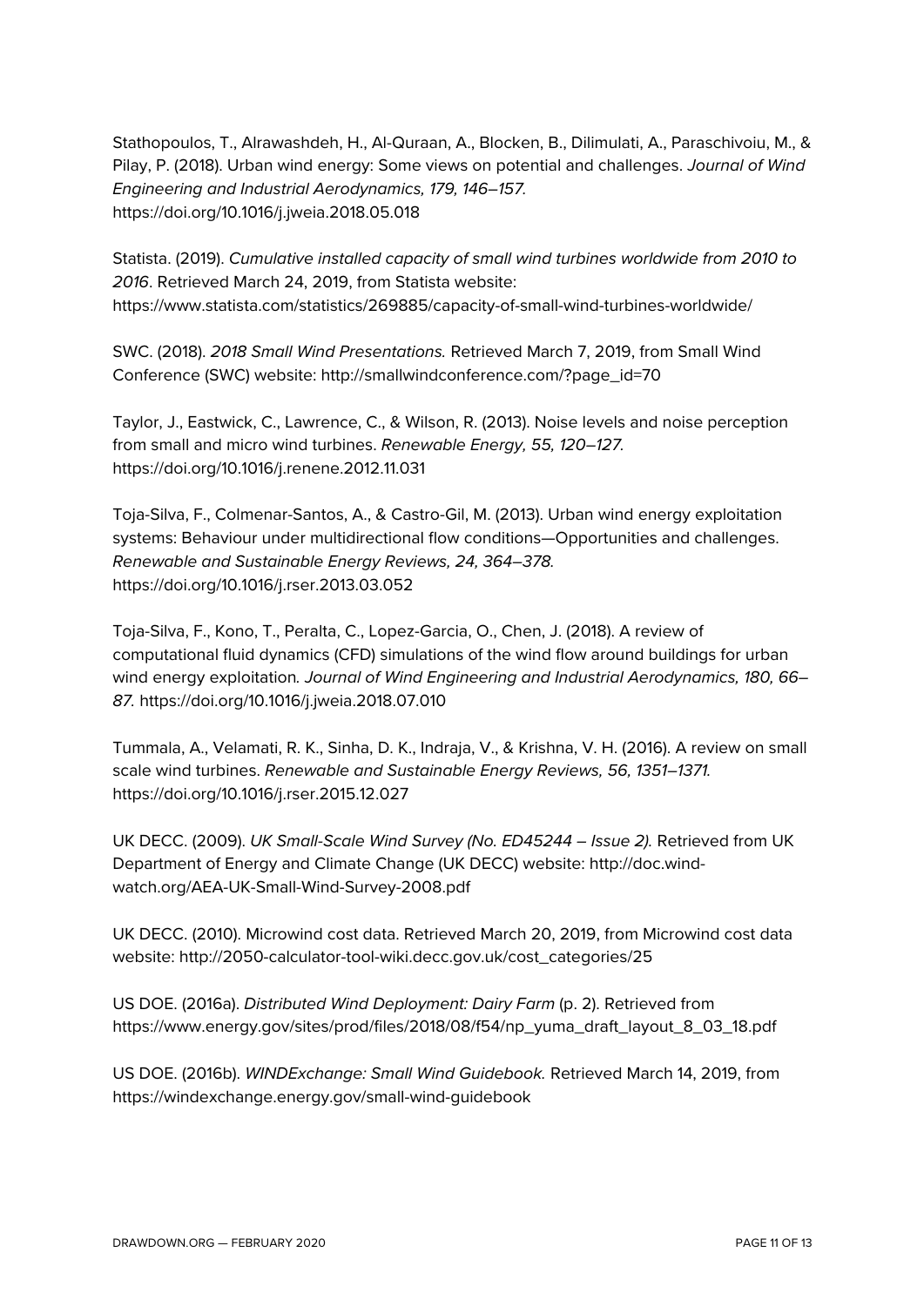Stathopoulos, T., Alrawashdeh, H., Al-Quraan, A., Blocken, B., Dilimulati, A., Paraschivoiu, M., & Pilay, P. (2018). Urban wind energy: Some views on potential and challenges. *Journal of Wind Engineering and Industrial Aerodynamics, 179, 146–157.* https://doi.org/10.1016/j.jweia.2018.05.018

Statista. (2019). *Cumulative installed capacity of small wind turbines worldwide from 2010 to 2016*. Retrieved March 24, 2019, from Statista website: https://www.statista.com/statistics/269885/capacity-of-small-wind-turbines-worldwide/

SWC. (2018). *2018 Small Wind Presentations.* Retrieved March 7, 2019, from Small Wind Conference (SWC) website: http://smallwindconference.com/?page_id=70

Taylor, J., Eastwick, C., Lawrence, C., & Wilson, R. (2013). Noise levels and noise perception from small and micro wind turbines. *Renewable Energy, 55, 120–127.* https://doi.org/10.1016/j.renene.2012.11.031

Toja-Silva, F., Colmenar-Santos, A., & Castro-Gil, M. (2013). Urban wind energy exploitation systems: Behaviour under multidirectional flow conditions—Opportunities and challenges. *Renewable and Sustainable Energy Reviews, 24, 364–378.* https://doi.org/10.1016/j.rser.2013.03.052

Toja-Silva, F., Kono, T., Peralta, C., Lopez-Garcia, O., Chen, J. (2018). A review of computational fluid dynamics (CFD) simulations of the wind flow around buildings for urban wind energy exploitation*. Journal of Wind Engineering and Industrial Aerodynamics, 180, 66–87.* https://doi.org/10.1016/j.jweia.2018.07.010

Tummala, A., Velamati, R. K., Sinha, D. K., Indraja, V., & Krishna, V. H. (2016). A review on small scale wind turbines. *Renewable and Sustainable Energy Reviews, 56, 1351–1371.* https://doi.org/10.1016/j.rser.2015.12.027

UK DECC. (2009). *UK Small-Scale Wind Survey (No. ED45244 – Issue 2).* Retrieved from UK Department of Energy and Climate Change (UK DECC) website: http://doc.wind-watch.org/AEA-UK-Small-Wind-Survey-2008.pdf

UK DECC. (2010). Microwind cost data. Retrieved March 20, 2019, from Microwind cost data website: http://2050-calculator-tool-wiki.decc.gov.uk/cost_categories/25

US DOE. (2016a). *Distributed Wind Deployment: Dairy Farm* (p. 2). Retrieved from https://www.energy.gov/sites/prod/files/2018/08/f54/np_yuma_draft_layout_8_03_18.pdf

US DOE. (2016b). *WINDExchange: Small Wind Guidebook.* Retrieved March 14, 2019, from https://windexchange.energy.gov/small-wind-guidebook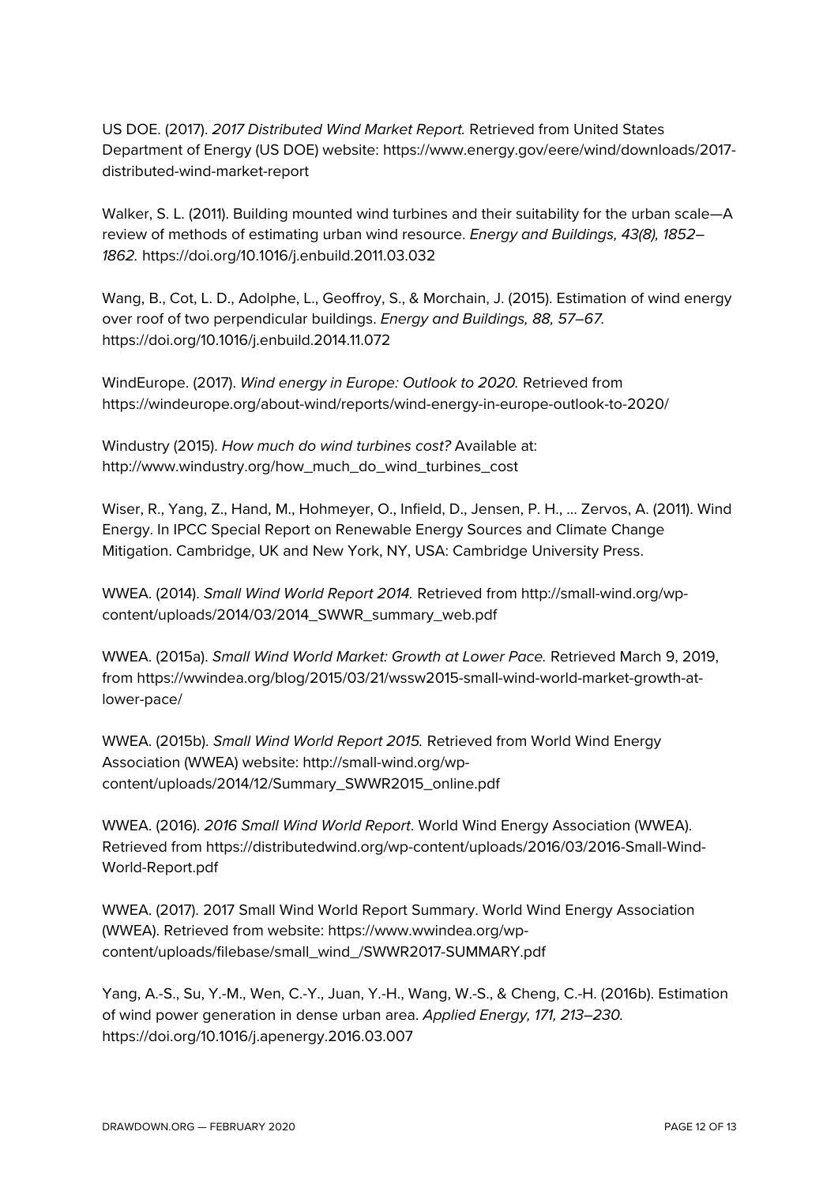US DOE. (2017). *2017 Distributed Wind Market Report.* Retrieved from United States Department of Energy (US DOE) website: https://www.energy.gov/eere/wind/downloads/2017-distributed-wind-market-report

Walker, S. L. (2011). Building mounted wind turbines and their suitability for the urban scale—A review of methods of estimating urban wind resource. *Energy and Buildings, 43(8), 1852–1862.* https://doi.org/10.1016/j.enbuild.2011.03.032

Wang, B., Cot, L. D., Adolphe, L., Geoffroy, S., & Morchain, J. (2015). Estimation of wind energy over roof of two perpendicular buildings. *Energy and Buildings, 88, 57–67.* https://doi.org/10.1016/j.enbuild.2014.11.072

WindEurope. (2017). *Wind energy in Europe: Outlook to 2020.* Retrieved from https://windeurope.org/about-wind/reports/wind-energy-in-europe-outlook-to-2020/

Windustry (2015). *How much do wind turbines cost?* Available at: http://www.windustry.org/how_much_do_wind_turbines_cost

Wiser, R., Yang, Z., Hand, M., Hohmeyer, O., Infield, D., Jensen, P. H., … Zervos, A. (2011). Wind Energy. In IPCC Special Report on Renewable Energy Sources and Climate Change Mitigation. Cambridge, UK and New York, NY, USA: Cambridge University Press.

WWEA. (2014). *Small Wind World Report 2014.* Retrieved from http://small-wind.org/wp-content/uploads/2014/03/2014_SWWR_summary_web.pdf

WWEA. (2015a). *Small Wind World Market: Growth at Lower Pace.* Retrieved March 9, 2019, from https://wwindea.org/blog/2015/03/21/wssw2015-small-wind-world-market-growth-at-lower-pace/

WWEA. (2015b). *Small Wind World Report 2015.* Retrieved from World Wind Energy Association (WWEA) website: http://small-wind.org/wp-content/uploads/2014/12/Summary_SWWR2015_online.pdf

WWEA. (2016). *2016 Small Wind World Report*. World Wind Energy Association (WWEA). Retrieved from https://distributedwind.org/wp-content/uploads/2016/03/2016-Small-Wind-World-Report.pdf

WWEA. (2017). 2017 Small Wind World Report Summary. World Wind Energy Association (WWEA). Retrieved from website: https://www.wwindea.org/wp-content/uploads/filebase/small_wind_/SWWR2017-SUMMARY.pdf

Yang, A.-S., Su, Y.-M., Wen, C.-Y., Juan, Y.-H., Wang, W.-S., & Cheng, C.-H. (2016b). Estimation of wind power generation in dense urban area. *Applied Energy, 171, 213–230.* https://doi.org/10.1016/j.apenergy.2016.03.007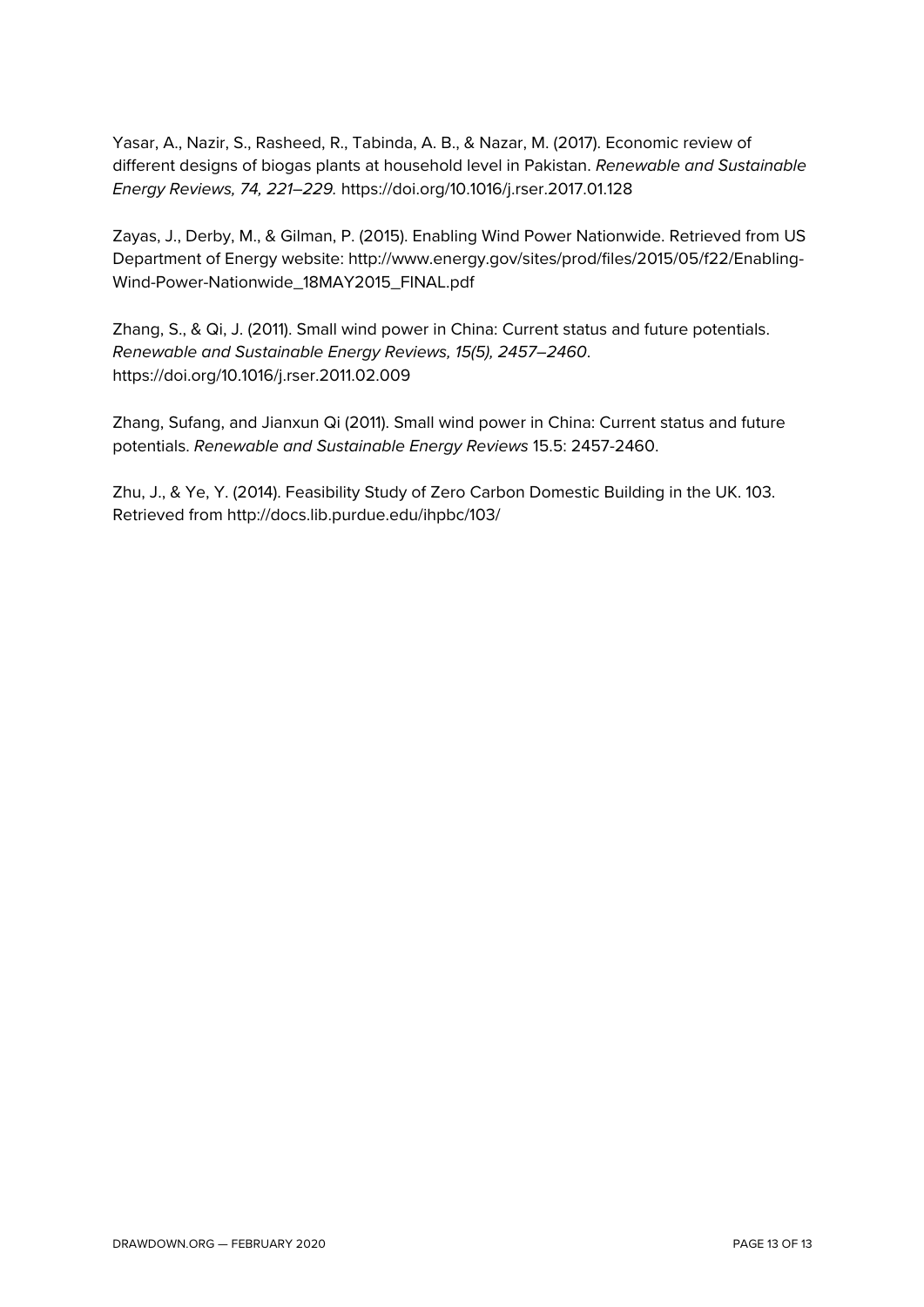Yasar, A., Nazir, S., Rasheed, R., Tabinda, A. B., & Nazar, M. (2017). Economic review of different designs of biogas plants at household level in Pakistan. *Renewable and Sustainable Energy Reviews, 74, 221–229.* https://doi.org/10.1016/j.rser.2017.01.128

Zayas, J., Derby, M., & Gilman, P. (2015). Enabling Wind Power Nationwide. Retrieved from US Department of Energy website: http://www.energy.gov/sites/prod/files/2015/05/f22/Enabling-Wind-Power-Nationwide_18MAY2015_FINAL.pdf

Zhang, S., & Qi, J. (2011). Small wind power in China: Current status and future potentials. *Renewable and Sustainable Energy Reviews, 15(5), 2457–2460*. https://doi.org/10.1016/j.rser.2011.02.009

Zhang, Sufang, and Jianxun Qi (2011). Small wind power in China: Current status and future potentials. *Renewable and Sustainable Energy Reviews* 15.5: 2457-2460.

Zhu, J., & Ye, Y. (2014). Feasibility Study of Zero Carbon Domestic Building in the UK. 103. Retrieved from http://docs.lib.purdue.edu/ihpbc/103/